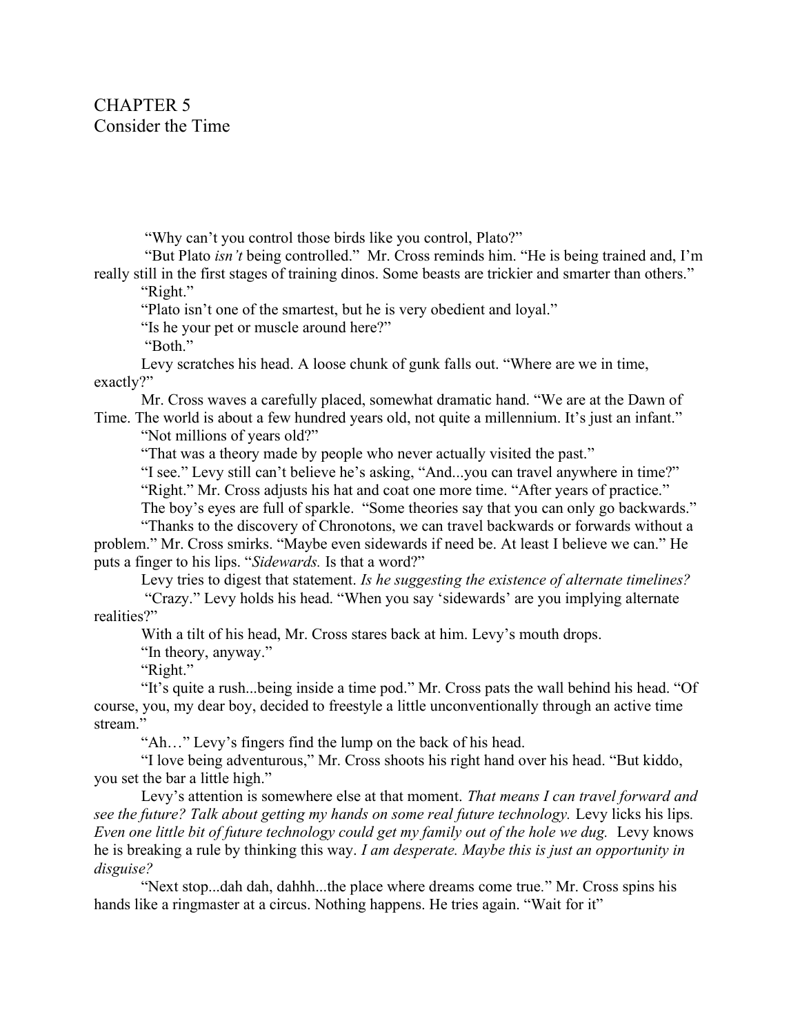# CHAPTER 5
## Consider the Time

"Why can't you control those birds like you control, Plato?"

"But Plato *isn't* being controlled." Mr. Cross reminds him. "He is being trained and, I'm really still in the first stages of training dinos. Some beasts are trickier and smarter than others."

"Right."

"Plato isn't one of the smartest, but he is very obedient and loyal."

"Is he your pet or muscle around here?"

"Both."

Levy scratches his head. A loose chunk of gunk falls out. "Where are we in time, exactly?"

Mr. Cross waves a carefully placed, somewhat dramatic hand. "We are at the Dawn of Time. The world is about a few hundred years old, not quite a millennium. It's just an infant."

"Not millions of years old?"

"That was a theory made by people who never actually visited the past."

"I see." Levy still can't believe he's asking, "And...you can travel anywhere in time?"

"Right." Mr. Cross adjusts his hat and coat one more time. "After years of practice."

The boy's eyes are full of sparkle. "Some theories say that you can only go backwards."

"Thanks to the discovery of Chronotons, we can travel backwards or forwards without a problem." Mr. Cross smirks. "Maybe even sidewards if need be. At least I believe we can." He puts a finger to his lips. "*Sidewards.* Is that a word?"

Levy tries to digest that statement. *Is he suggesting the existence of alternate timelines?*

"Crazy." Levy holds his head. "When you say 'sidewards' are you implying alternate realities?"

With a tilt of his head, Mr. Cross stares back at him. Levy's mouth drops.

"In theory, anyway."

"Right."

"It's quite a rush...being inside a time pod." Mr. Cross pats the wall behind his head. "Of course, you, my dear boy, decided to freestyle a little unconventionally through an active time stream."

"Ah…" Levy's fingers find the lump on the back of his head.

"I love being adventurous," Mr. Cross shoots his right hand over his head. "But kiddo, you set the bar a little high."

Levy's attention is somewhere else at that moment. *That means I can travel forward and see the future? Talk about getting my hands on some real future technology.* Levy licks his lips. *Even one little bit of future technology could get my family out of the hole we dug.* Levy knows he is breaking a rule by thinking this way. *I am desperate. Maybe this is just an opportunity in disguise?*

"Next stop...dah dah, dahhh...the place where dreams come true." Mr. Cross spins his hands like a ringmaster at a circus. Nothing happens. He tries again. "Wait for it"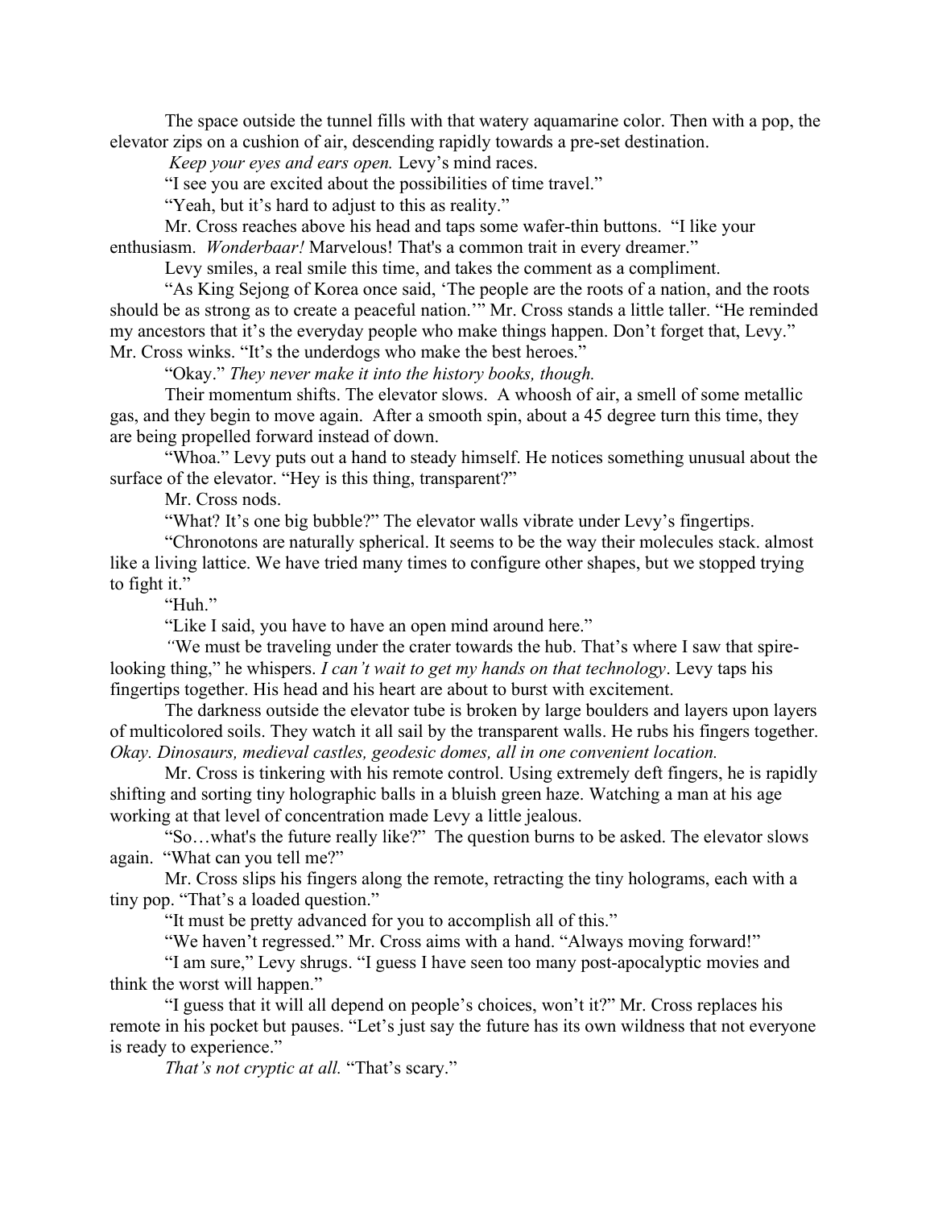The space outside the tunnel fills with that watery aquamarine color. Then with a pop, the elevator zips on a cushion of air, descending rapidly towards a pre-set destination.

*Keep your eyes and ears open.* Levy's mind races.

"I see you are excited about the possibilities of time travel."

"Yeah, but it's hard to adjust to this as reality."

Mr. Cross reaches above his head and taps some wafer-thin buttons. "I like your enthusiasm. *Wonderbaar!* Marvelous! That's a common trait in every dreamer."

Levy smiles, a real smile this time, and takes the comment as a compliment.

"As King Sejong of Korea once said, 'The people are the roots of a nation, and the roots should be as strong as to create a peaceful nation.'" Mr. Cross stands a little taller. "He reminded my ancestors that it's the everyday people who make things happen. Don't forget that, Levy." Mr. Cross winks. "It's the underdogs who make the best heroes."

"Okay." *They never make it into the history books, though.*

Their momentum shifts. The elevator slows. A whoosh of air, a smell of some metallic gas, and they begin to move again. After a smooth spin, about a 45 degree turn this time, they are being propelled forward instead of down.

"Whoa." Levy puts out a hand to steady himself. He notices something unusual about the surface of the elevator. "Hey is this thing, transparent?"

Mr. Cross nods.

"What? It's one big bubble?" The elevator walls vibrate under Levy's fingertips.

"Chronotons are naturally spherical. It seems to be the way their molecules stack. almost like a living lattice. We have tried many times to configure other shapes, but we stopped trying to fight it."

"Huh."

"Like I said, you have to have an open mind around here."

"We must be traveling under the crater towards the hub. That's where I saw that spire-looking thing," he whispers. *I can't wait to get my hands on that technology*. Levy taps his fingertips together. His head and his heart are about to burst with excitement.

The darkness outside the elevator tube is broken by large boulders and layers upon layers of multicolored soils. They watch it all sail by the transparent walls. He rubs his fingers together. *Okay. Dinosaurs, medieval castles, geodesic domes, all in one convenient location.*

Mr. Cross is tinkering with his remote control. Using extremely deft fingers, he is rapidly shifting and sorting tiny holographic balls in a bluish green haze. Watching a man at his age working at that level of concentration made Levy a little jealous.

"So…what's the future really like?" The question burns to be asked. The elevator slows again. "What can you tell me?"

Mr. Cross slips his fingers along the remote, retracting the tiny holograms, each with a tiny pop. "That's a loaded question."

"It must be pretty advanced for you to accomplish all of this."

"We haven't regressed." Mr. Cross aims with a hand. "Always moving forward!"

"I am sure," Levy shrugs. "I guess I have seen too many post-apocalyptic movies and think the worst will happen."

"I guess that it will all depend on people's choices, won't it?" Mr. Cross replaces his remote in his pocket but pauses. "Let's just say the future has its own wildness that not everyone is ready to experience."

*That's not cryptic at all.* "That's scary."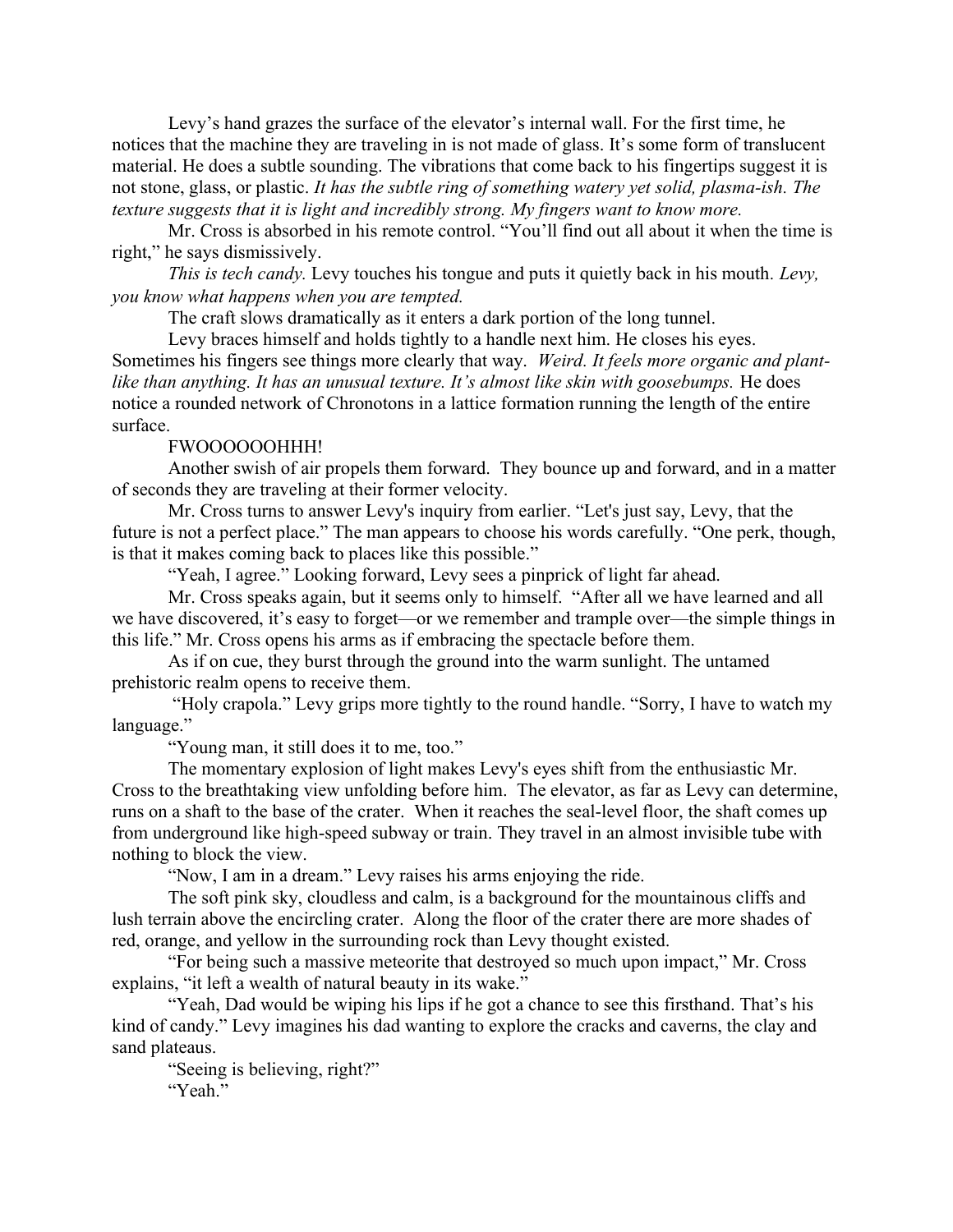Levy's hand grazes the surface of the elevator's internal wall. For the first time, he notices that the machine they are traveling in is not made of glass. It's some form of translucent material. He does a subtle sounding. The vibrations that come back to his fingertips suggest it is not stone, glass, or plastic. *It has the subtle ring of something watery yet solid, plasma-ish. The texture suggests that it is light and incredibly strong. My fingers want to know more.*

Mr. Cross is absorbed in his remote control. "You'll find out all about it when the time is right," he says dismissively.

*This is tech candy.* Levy touches his tongue and puts it quietly back in his mouth. *Levy, you know what happens when you are tempted.*

The craft slows dramatically as it enters a dark portion of the long tunnel.

Levy braces himself and holds tightly to a handle next him. He closes his eyes. Sometimes his fingers see things more clearly that way. *Weird. It feels more organic and plant-like than anything. It has an unusual texture. It's almost like skin with goosebumps.* He does notice a rounded network of Chronotons in a lattice formation running the length of the entire surface.

FWOOOOOOHHH!

Another swish of air propels them forward. They bounce up and forward, and in a matter of seconds they are traveling at their former velocity.

Mr. Cross turns to answer Levy's inquiry from earlier. "Let's just say, Levy, that the future is not a perfect place." The man appears to choose his words carefully. "One perk, though, is that it makes coming back to places like this possible."

"Yeah, I agree." Looking forward, Levy sees a pinprick of light far ahead.

Mr. Cross speaks again, but it seems only to himself. "After all we have learned and all we have discovered, it's easy to forget—or we remember and trample over—the simple things in this life." Mr. Cross opens his arms as if embracing the spectacle before them.

As if on cue, they burst through the ground into the warm sunlight. The untamed prehistoric realm opens to receive them.

"Holy crapola." Levy grips more tightly to the round handle. "Sorry, I have to watch my language."

"Young man, it still does it to me, too."

The momentary explosion of light makes Levy's eyes shift from the enthusiastic Mr. Cross to the breathtaking view unfolding before him. The elevator, as far as Levy can determine, runs on a shaft to the base of the crater. When it reaches the seal-level floor, the shaft comes up from underground like high-speed subway or train. They travel in an almost invisible tube with nothing to block the view.

"Now, I am in a dream." Levy raises his arms enjoying the ride.

The soft pink sky, cloudless and calm, is a background for the mountainous cliffs and lush terrain above the encircling crater. Along the floor of the crater there are more shades of red, orange, and yellow in the surrounding rock than Levy thought existed.

"For being such a massive meteorite that destroyed so much upon impact," Mr. Cross explains, "it left a wealth of natural beauty in its wake."

"Yeah, Dad would be wiping his lips if he got a chance to see this firsthand. That's his kind of candy." Levy imagines his dad wanting to explore the cracks and caverns, the clay and sand plateaus.

"Seeing is believing, right?"

"Yeah."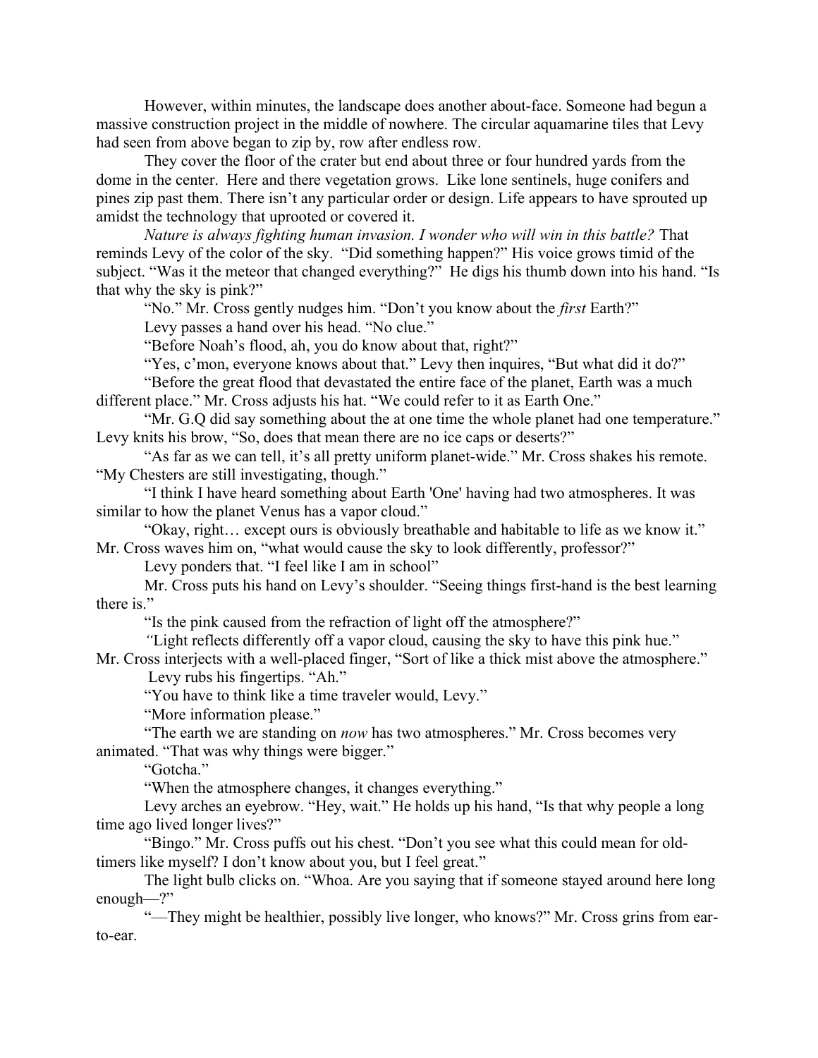However, within minutes, the landscape does another about-face. Someone had begun a massive construction project in the middle of nowhere. The circular aquamarine tiles that Levy had seen from above began to zip by, row after endless row.

They cover the floor of the crater but end about three or four hundred yards from the dome in the center. Here and there vegetation grows. Like lone sentinels, huge conifers and pines zip past them. There isn't any particular order or design. Life appears to have sprouted up amidst the technology that uprooted or covered it.

*Nature is always fighting human invasion. I wonder who will win in this battle?* That reminds Levy of the color of the sky. "Did something happen?" His voice grows timid of the subject. "Was it the meteor that changed everything?" He digs his thumb down into his hand. "Is that why the sky is pink?"

"No." Mr. Cross gently nudges him. "Don't you know about the *first* Earth?"

Levy passes a hand over his head. "No clue."

"Before Noah's flood, ah, you do know about that, right?"

"Yes, c'mon, everyone knows about that." Levy then inquires, "But what did it do?"

"Before the great flood that devastated the entire face of the planet, Earth was a much different place." Mr. Cross adjusts his hat. "We could refer to it as Earth One."

"Mr. G.Q did say something about the at one time the whole planet had one temperature." Levy knits his brow, "So, does that mean there are no ice caps or deserts?"

"As far as we can tell, it's all pretty uniform planet-wide." Mr. Cross shakes his remote. "My Chesters are still investigating, though."

"I think I have heard something about Earth 'One' having had two atmospheres. It was similar to how the planet Venus has a vapor cloud."

"Okay, right… except ours is obviously breathable and habitable to life as we know it." Mr. Cross waves him on, "what would cause the sky to look differently, professor?"

Levy ponders that. "I feel like I am in school"

Mr. Cross puts his hand on Levy's shoulder. "Seeing things first-hand is the best learning there is."

"Is the pink caused from the refraction of light off the atmosphere?"

"Light reflects differently off a vapor cloud, causing the sky to have this pink hue." Mr. Cross interjects with a well-placed finger, "Sort of like a thick mist above the atmosphere."

Levy rubs his fingertips. "Ah."

"You have to think like a time traveler would, Levy."

"More information please."

"The earth we are standing on *now* has two atmospheres." Mr. Cross becomes very animated. "That was why things were bigger."

"Gotcha."

"When the atmosphere changes, it changes everything."

Levy arches an eyebrow. "Hey, wait." He holds up his hand, "Is that why people a long time ago lived longer lives?"

"Bingo." Mr. Cross puffs out his chest. "Don't you see what this could mean for old-timers like myself? I don't know about you, but I feel great."

The light bulb clicks on. "Whoa. Are you saying that if someone stayed around here long enough—?"

"—They might be healthier, possibly live longer, who knows?" Mr. Cross grins from ear-to-ear.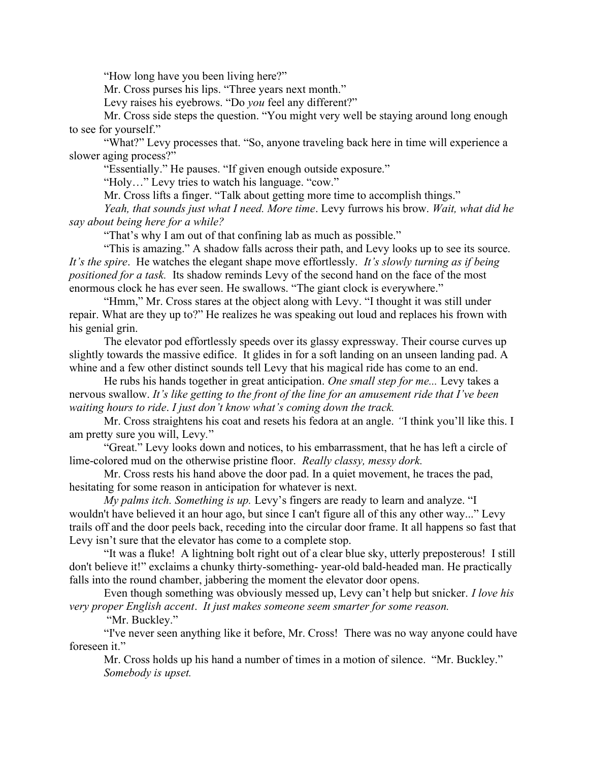"How long have you been living here?"

Mr. Cross purses his lips. "Three years next month."

Levy raises his eyebrows. "Do *you* feel any different?"

Mr. Cross side steps the question. "You might very well be staying around long enough to see for yourself."

"What?" Levy processes that. "So, anyone traveling back here in time will experience a slower aging process?"

"Essentially." He pauses. "If given enough outside exposure."

"Holy…" Levy tries to watch his language. "cow."

Mr. Cross lifts a finger. "Talk about getting more time to accomplish things."

*Yeah, that sounds just what I need. More time*. Levy furrows his brow. *Wait, what did he say about being here for a while?*

"That's why I am out of that confining lab as much as possible."

"This is amazing." A shadow falls across their path, and Levy looks up to see its source. *It's the spire*. He watches the elegant shape move effortlessly. *It's slowly turning as if being positioned for a task.* Its shadow reminds Levy of the second hand on the face of the most enormous clock he has ever seen. He swallows. "The giant clock is everywhere."

"Hmm," Mr. Cross stares at the object along with Levy. "I thought it was still under repair. What are they up to?" He realizes he was speaking out loud and replaces his frown with his genial grin.

The elevator pod effortlessly speeds over its glassy expressway. Their course curves up slightly towards the massive edifice. It glides in for a soft landing on an unseen landing pad. A whine and a few other distinct sounds tell Levy that his magical ride has come to an end.

He rubs his hands together in great anticipation. *One small step for me...* Levy takes a nervous swallow. *It's like getting to the front of the line for an amusement ride that I've been waiting hours to ride*. *I just don't know what's coming down the track.*

Mr. Cross straightens his coat and resets his fedora at an angle. *"*I think you'll like this. I am pretty sure you will, Levy."

"Great." Levy looks down and notices, to his embarrassment, that he has left a circle of lime-colored mud on the otherwise pristine floor. *Really classy, messy dork.*

Mr. Cross rests his hand above the door pad. In a quiet movement, he traces the pad, hesitating for some reason in anticipation for whatever is next.

*My palms itch. Something is up.* Levy's fingers are ready to learn and analyze. "I wouldn't have believed it an hour ago, but since I can't figure all of this any other way..." Levy trails off and the door peels back, receding into the circular door frame. It all happens so fast that Levy isn't sure that the elevator has come to a complete stop.

"It was a fluke! A lightning bolt right out of a clear blue sky, utterly preposterous! I still don't believe it!" exclaims a chunky thirty-something- year-old bald-headed man. He practically falls into the round chamber, jabbering the moment the elevator door opens.

Even though something was obviously messed up, Levy can't help but snicker. *I love his very proper English accent*. *It just makes someone seem smarter for some reason.*

"Mr. Buckley."

"I've never seen anything like it before, Mr. Cross! There was no way anyone could have foreseen it."

Mr. Cross holds up his hand a number of times in a motion of silence. "Mr. Buckley."

*Somebody is upset.*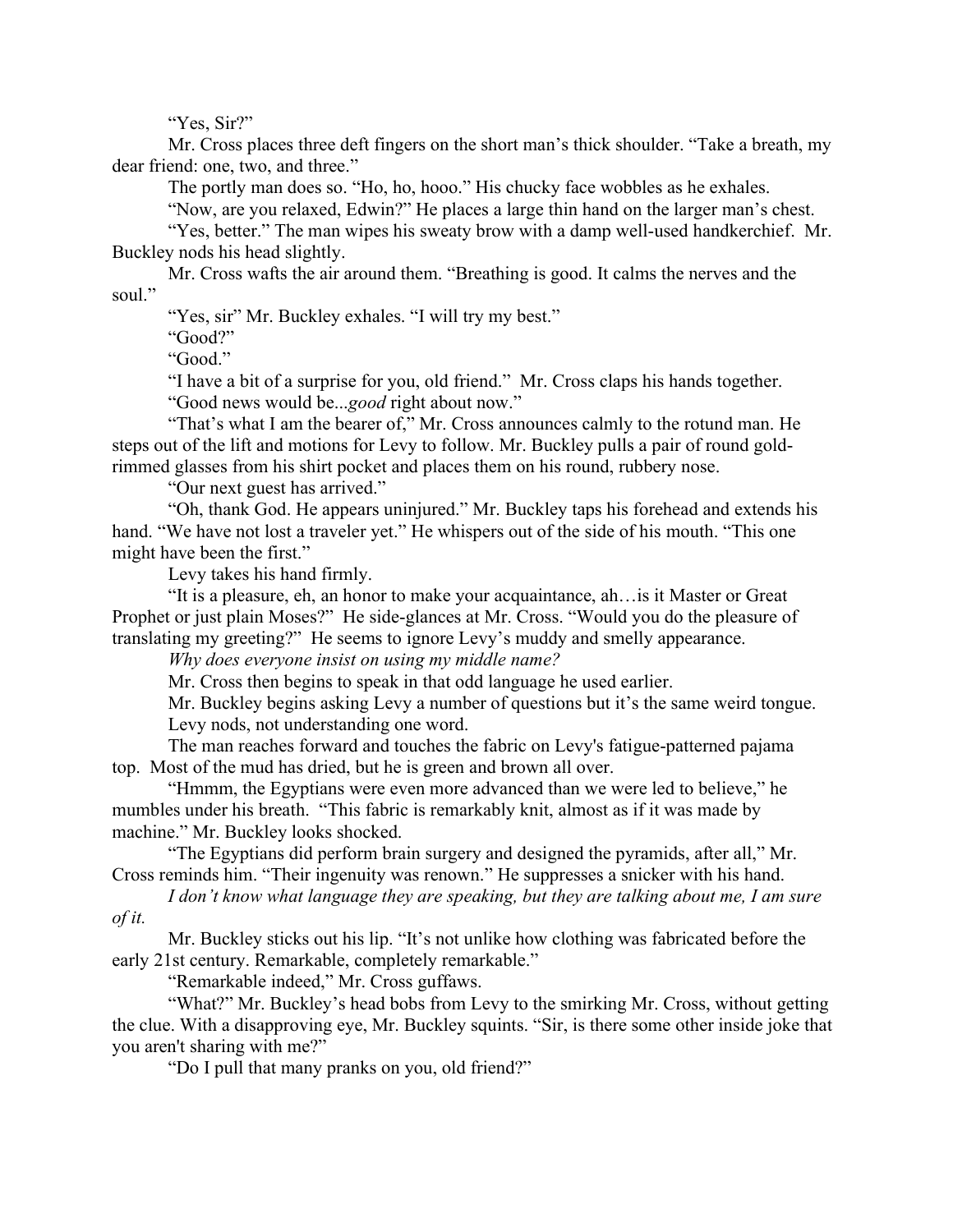"Yes, Sir?"

Mr. Cross places three deft fingers on the short man's thick shoulder. "Take a breath, my dear friend: one, two, and three."

The portly man does so. "Ho, ho, hooo." His chucky face wobbles as he exhales.

"Now, are you relaxed, Edwin?" He places a large thin hand on the larger man's chest.

"Yes, better." The man wipes his sweaty brow with a damp well-used handkerchief. Mr. Buckley nods his head slightly.

Mr. Cross wafts the air around them. "Breathing is good. It calms the nerves and the soul."

"Yes, sir" Mr. Buckley exhales. "I will try my best."

"Good?"

"Good."

"I have a bit of a surprise for you, old friend." Mr. Cross claps his hands together.

"Good news would be...*good* right about now."

"That's what I am the bearer of," Mr. Cross announces calmly to the rotund man. He steps out of the lift and motions for Levy to follow. Mr. Buckley pulls a pair of round gold-rimmed glasses from his shirt pocket and places them on his round, rubbery nose.

"Our next guest has arrived."

"Oh, thank God. He appears uninjured." Mr. Buckley taps his forehead and extends his hand. "We have not lost a traveler yet." He whispers out of the side of his mouth. "This one might have been the first."

Levy takes his hand firmly.

"It is a pleasure, eh, an honor to make your acquaintance, ah…is it Master or Great Prophet or just plain Moses?" He side-glances at Mr. Cross. "Would you do the pleasure of translating my greeting?" He seems to ignore Levy's muddy and smelly appearance.

*Why does everyone insist on using my middle name?*

Mr. Cross then begins to speak in that odd language he used earlier.

Mr. Buckley begins asking Levy a number of questions but it's the same weird tongue. Levy nods, not understanding one word.

The man reaches forward and touches the fabric on Levy's fatigue-patterned pajama top. Most of the mud has dried, but he is green and brown all over.

"Hmmm, the Egyptians were even more advanced than we were led to believe," he mumbles under his breath. "This fabric is remarkably knit, almost as if it was made by machine." Mr. Buckley looks shocked.

"The Egyptians did perform brain surgery and designed the pyramids, after all," Mr. Cross reminds him. "Their ingenuity was renown." He suppresses a snicker with his hand.

*I don't know what language they are speaking, but they are talking about me, I am sure of it.*

Mr. Buckley sticks out his lip. "It's not unlike how clothing was fabricated before the early 21st century. Remarkable, completely remarkable."

"Remarkable indeed," Mr. Cross guffaws.

"What?" Mr. Buckley's head bobs from Levy to the smirking Mr. Cross, without getting the clue. With a disapproving eye, Mr. Buckley squints. "Sir, is there some other inside joke that you aren't sharing with me?"

"Do I pull that many pranks on you, old friend?"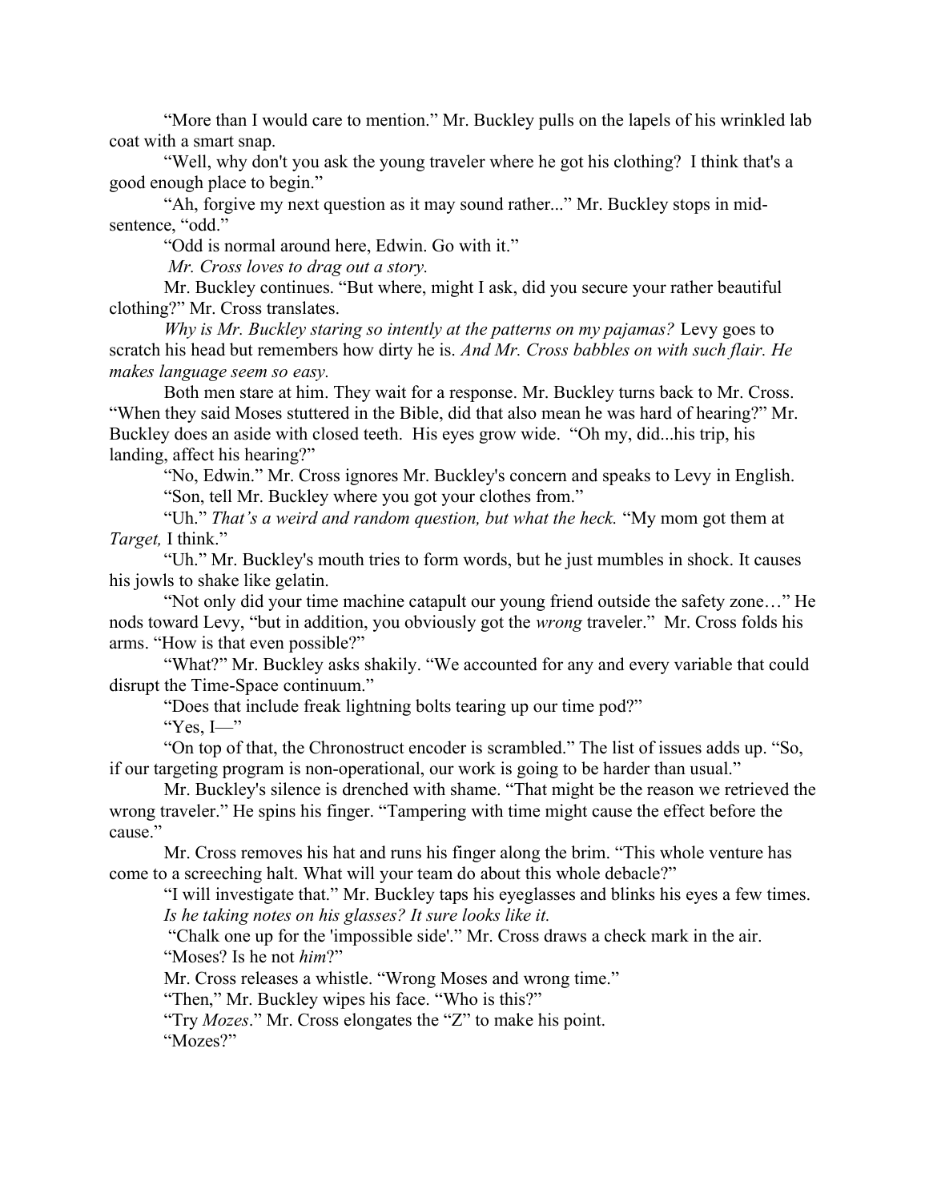"More than I would care to mention." Mr. Buckley pulls on the lapels of his wrinkled lab coat with a smart snap.

"Well, why don't you ask the young traveler where he got his clothing? I think that's a good enough place to begin."

"Ah, forgive my next question as it may sound rather..." Mr. Buckley stops in mid-sentence, "odd."

"Odd is normal around here, Edwin. Go with it."

*Mr. Cross loves to drag out a story.*

Mr. Buckley continues. "But where, might I ask, did you secure your rather beautiful clothing?" Mr. Cross translates.

*Why is Mr. Buckley staring so intently at the patterns on my pajamas?* Levy goes to scratch his head but remembers how dirty he is. *And Mr. Cross babbles on with such flair. He makes language seem so easy.*

Both men stare at him. They wait for a response. Mr. Buckley turns back to Mr. Cross. "When they said Moses stuttered in the Bible, did that also mean he was hard of hearing?" Mr. Buckley does an aside with closed teeth. His eyes grow wide. "Oh my, did...his trip, his landing, affect his hearing?"

"No, Edwin." Mr. Cross ignores Mr. Buckley's concern and speaks to Levy in English.

"Son, tell Mr. Buckley where you got your clothes from."

"Uh." *That's a weird and random question, but what the heck.* "My mom got them at *Target,* I think."

"Uh." Mr. Buckley's mouth tries to form words, but he just mumbles in shock. It causes his jowls to shake like gelatin.

"Not only did your time machine catapult our young friend outside the safety zone…" He nods toward Levy, "but in addition, you obviously got the *wrong* traveler." Mr. Cross folds his arms. "How is that even possible?"

"What?" Mr. Buckley asks shakily. "We accounted for any and every variable that could disrupt the Time-Space continuum."

"Does that include freak lightning bolts tearing up our time pod?"

"Yes, I—"

"On top of that, the Chronostruct encoder is scrambled." The list of issues adds up. "So, if our targeting program is non-operational, our work is going to be harder than usual."

Mr. Buckley's silence is drenched with shame. "That might be the reason we retrieved the wrong traveler." He spins his finger. "Tampering with time might cause the effect before the cause."

Mr. Cross removes his hat and runs his finger along the brim. "This whole venture has come to a screeching halt. What will your team do about this whole debacle?"

"I will investigate that." Mr. Buckley taps his eyeglasses and blinks his eyes a few times.

*Is he taking notes on his glasses? It sure looks like it.*

"Chalk one up for the 'impossible side'." Mr. Cross draws a check mark in the air.

"Moses? Is he not *him*?"

Mr. Cross releases a whistle. "Wrong Moses and wrong time."

"Then," Mr. Buckley wipes his face. "Who is this?"

"Try *Mozes*." Mr. Cross elongates the "Z" to make his point.

"Mozes?"